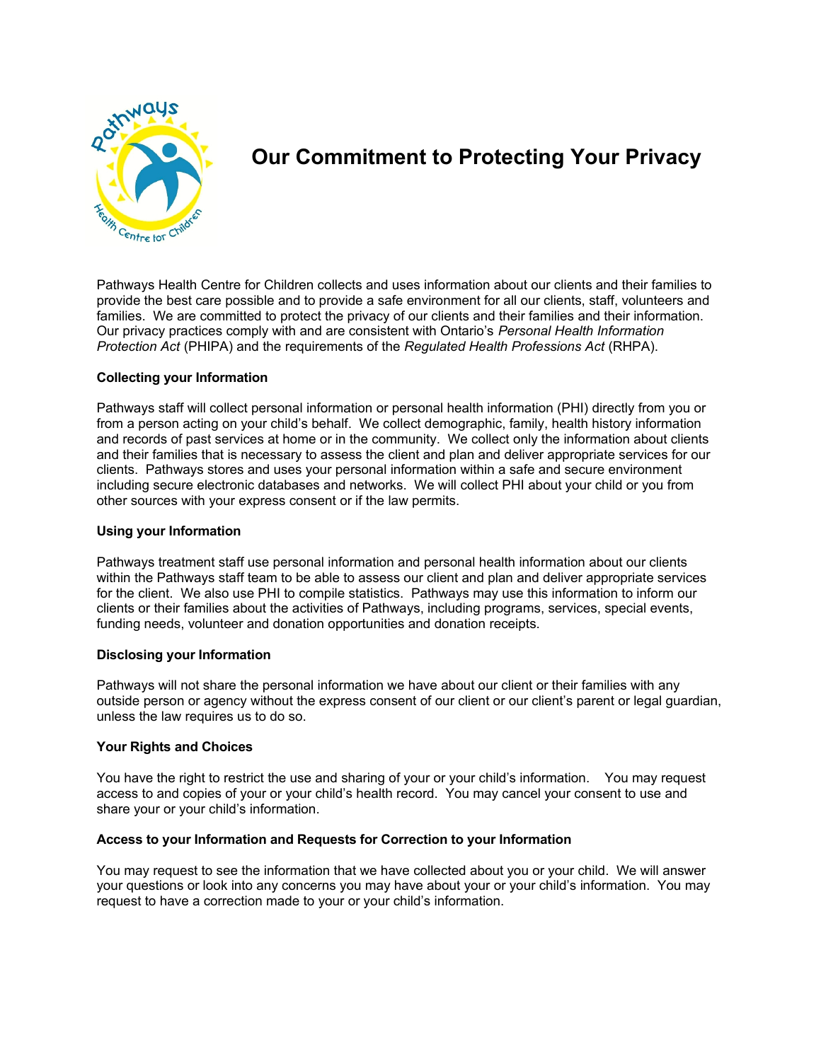# Our Commitment to Protecting Your Privacy

Pathways Health Centre for Children collects and uses information about our clients and their families to provide the best care possible and to provide a safe environment for all our clients, staff, volunteers and families. We are committed to protect the privacy of our clients and their families and their information. Our privacy practices comply with and are consistent with Ontario's *Personal Health Information Protection Act* (PHIPA) and the requirements of the *Regulated Health Professions Act* (RHPA).

**Collecting your Information**

Pathways staff will collect personal information or personal health information (PHI) directly from you or from a person acting on your child's behalf. We collect demographic, family, health history information and records of past services at home or in the community. We collect only the information about clients and their families that is necessary to assess the client and plan and deliver appropriate services for our clients. Pathways stores and uses your personal information within a safe and secure environment including secure electronic databases and networks. We will collect PHI about your child or you from other sources with your express consent or if the law permits.

**Using your Information**

Pathways treatment staff use personal information and personal health information about our clients within the Pathways staff team to be able to assess our client and plan and deliver appropriate services for the client. We also use PHI to compile statistics. Pathways may use this information to inform our clients or their families about the activities of Pathways, including programs, services, special events, funding needs, volunteer and donation opportunities and donation receipts.

**Disclosing your Information**

Pathways will not share the personal information we have about our client or their families with any outside person or agency without the express consent of our client or our client's parent or legal guardian, unless the law requires us to do so.

**Your Rights and Choices**

You have the right to restrict the use and sharing of your or your child's information. You may request access to and copies of your or your child's health record. You may cancel your consent to use and share your or your child's information.

**Access to your Information and Requests for Correction to your Information**

You may request to see the information that we have collected about you or your child. We will answer your questions or look into any concerns you may have about your or your child's information. You may request to have a correction made to your or your child's information.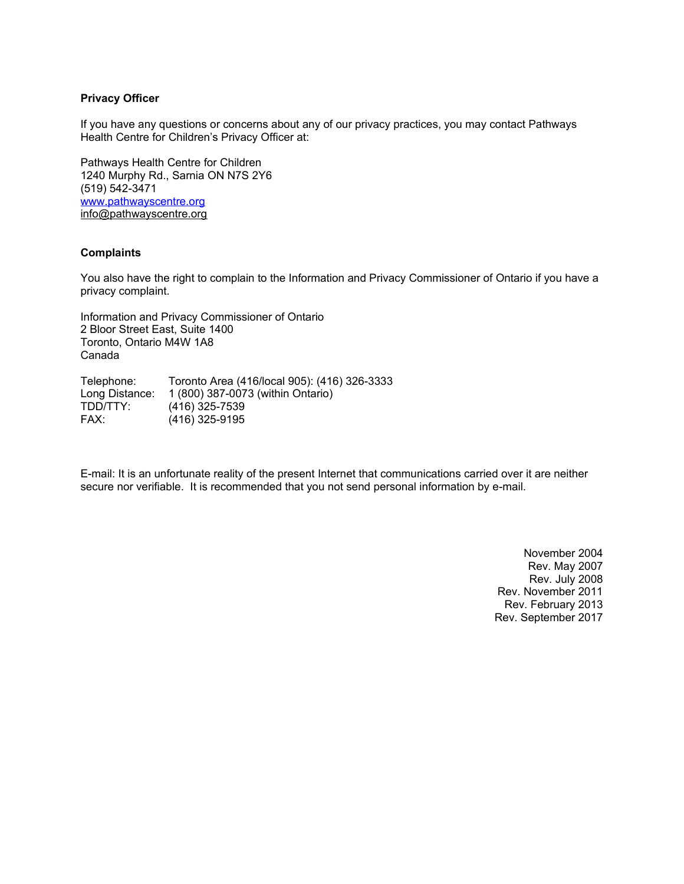**Privacy Officer**

If you have any questions or concerns about any of our privacy practices, you may contact Pathways Health Centre for Children's Privacy Officer at:

Pathways Health Centre for Children  
1240 Murphy Rd., Sarnia ON N7S 2Y6  
(519) 542-3471  
www.pathwayscentre.org  
info@pathwayscentre.org

**Complaints**

You also have the right to complain to the Information and Privacy Commissioner of Ontario if you have a privacy complaint.

Information and Privacy Commissioner of Ontario  
2 Bloor Street East, Suite 1400  
Toronto, Ontario M4W 1A8  
Canada

| | |
|---|---|
| Telephone: | Toronto Area (416/local 905): (416) 326-3333 |
| Long Distance: | 1 (800) 387-0073 (within Ontario) |
| TDD/TTY: | (416) 325-7539 |
| FAX: | (416) 325-9195 |

E-mail: It is an unfortunate reality of the present Internet that communications carried over it are neither secure nor verifiable. It is recommended that you not send personal information by e-mail.

November 2004  
Rev. May 2007  
Rev. July 2008  
Rev. November 2011  
Rev. February 2013  
Rev. September 2017